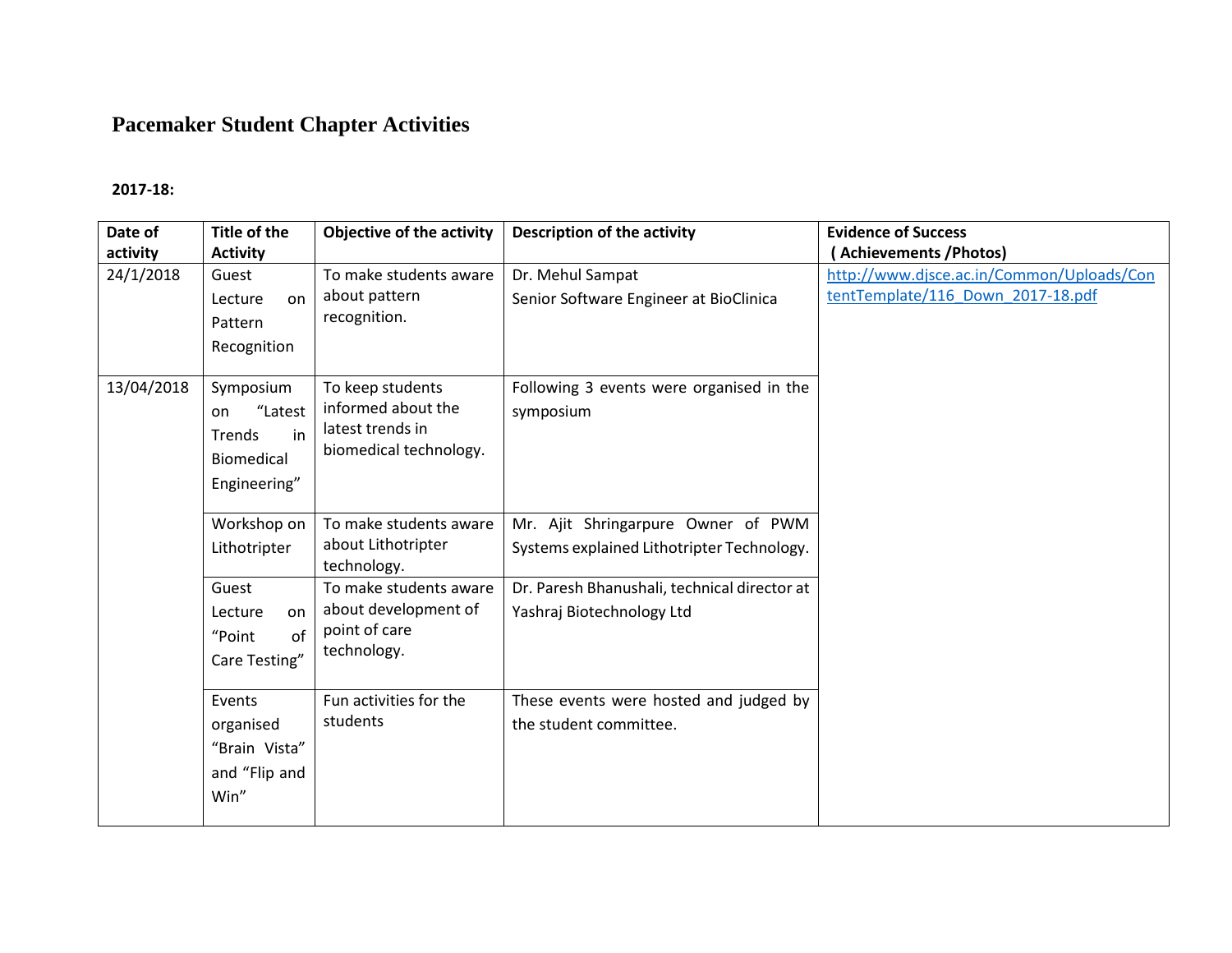# Pacemaker Student Chapter Activities

**2017-18:**

| Date of activity | Title of the Activity | Objective of the activity | Description of the activity | Evidence of Success ( Achievements /Photos) |
|---|---|---|---|---|
| 24/1/2018 | Guest Lecture on Pattern Recognition | To make students aware about pattern recognition. | Dr. Mehul Sampat<br>Senior Software Engineer at BioClinica | http://www.djsce.ac.in/Common/Uploads/ContentTemplate/116_Down_2017-18.pdf |
| 13/04/2018 | Symposium on "Latest Trends in Biomedical Engineering" | To keep students informed about the latest trends in biomedical technology. | Following 3 events were organised in the symposium | |
| | Workshop on Lithotripter | To make students aware about Lithotripter technology. | Mr. Ajit Shringarpure Owner of PWM Systems explained Lithotripter Technology. | |
| | Guest Lecture on "Point of Care Testing" | To make students aware about development of point of care technology. | Dr. Paresh Bhanushali, technical director at Yashraj Biotechnology Ltd | |
| | Events organised "Brain Vista" and "Flip and Win" | Fun activities for the students | These events were hosted and judged by the student committee. | |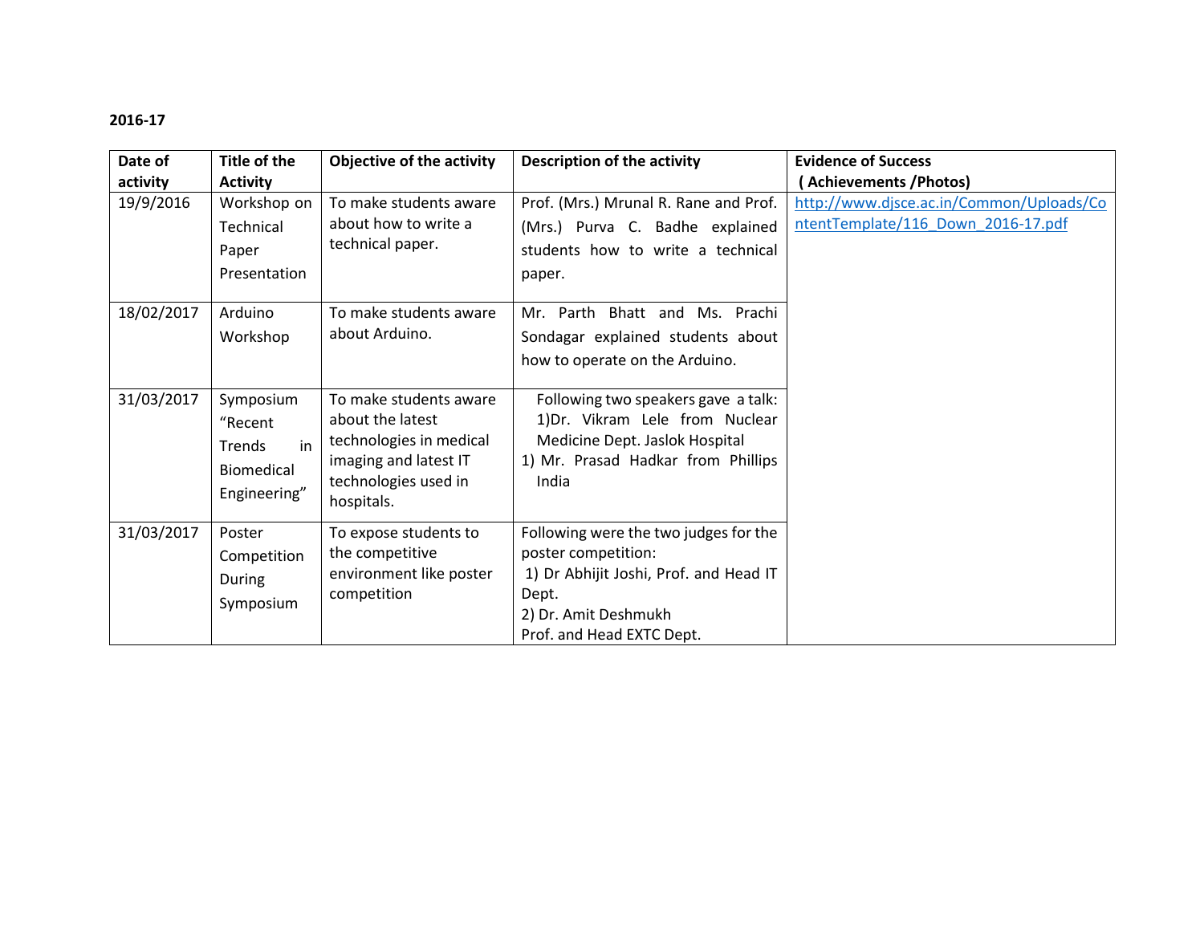**2016-17**

| Date of activity | Title of the Activity | Objective of the activity | Description of the activity | Evidence of Success ( Achievements /Photos) |
|---|---|---|---|---|
| 19/9/2016 | Workshop on Technical Paper Presentation | To make students aware about how to write a technical paper. | Prof. (Mrs.) Mrunal R. Rane and Prof. (Mrs.) Purva C. Badhe explained students how to write a technical paper. | [http://www.djsce.ac.in/Common/Uploads/ContentTemplate/116_Down_2016-17.pdf](http://www.djsce.ac.in/Common/Uploads/ContentTemplate/116_Down_2016-17.pdf) |
| 18/02/2017 | Arduino Workshop | To make students aware about Arduino. | Mr. Parth Bhatt and Ms. Prachi Sondagar explained students about how to operate on the Arduino. | |
| 31/03/2017 | Symposium "Recent Trends in Biomedical Engineering" | To make students aware about the latest technologies in medical imaging and latest IT technologies used in hospitals. | Following two speakers gave a talk:<br>1)Dr. Vikram Lele from Nuclear Medicine Dept. Jaslok Hospital<br>1) Mr. Prasad Hadkar from Phillips India | |
| 31/03/2017 | Poster Competition During Symposium | To expose students to the competitive environment like poster competition | Following were the two judges for the poster competition:<br>1) Dr Abhijit Joshi, Prof. and Head IT Dept.<br>2) Dr. Amit Deshmukh Prof. and Head EXTC Dept. | |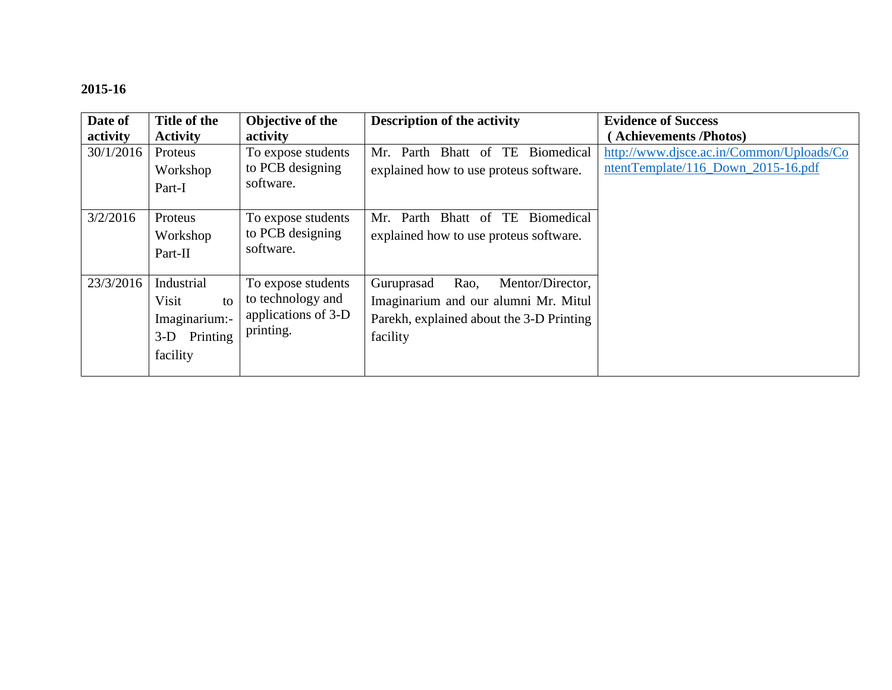**2015-16**

| Date of activity | Title of the Activity | Objective of the activity | Description of the activity | Evidence of Success ( Achievements /Photos) |
|---|---|---|---|---|
| 30/1/2016 | Proteus Workshop Part-I | To expose students to PCB designing software. | Mr. Parth Bhatt of TE Biomedical explained how to use proteus software. | http://www.djsce.ac.in/Common/Uploads/ContentTemplate/116_Down_2015-16.pdf |
| 3/2/2016 | Proteus Workshop Part-II | To expose students to PCB designing software. | Mr. Parth Bhatt of TE Biomedical explained how to use proteus software. | |
| 23/3/2016 | Industrial Visit to Imaginarium:- 3-D Printing facility | To expose students to technology and applications of 3-D printing. | Guruprasad Rao, Mentor/Director, Imaginarium and our alumni Mr. Mitul Parekh, explained about the 3-D Printing facility | |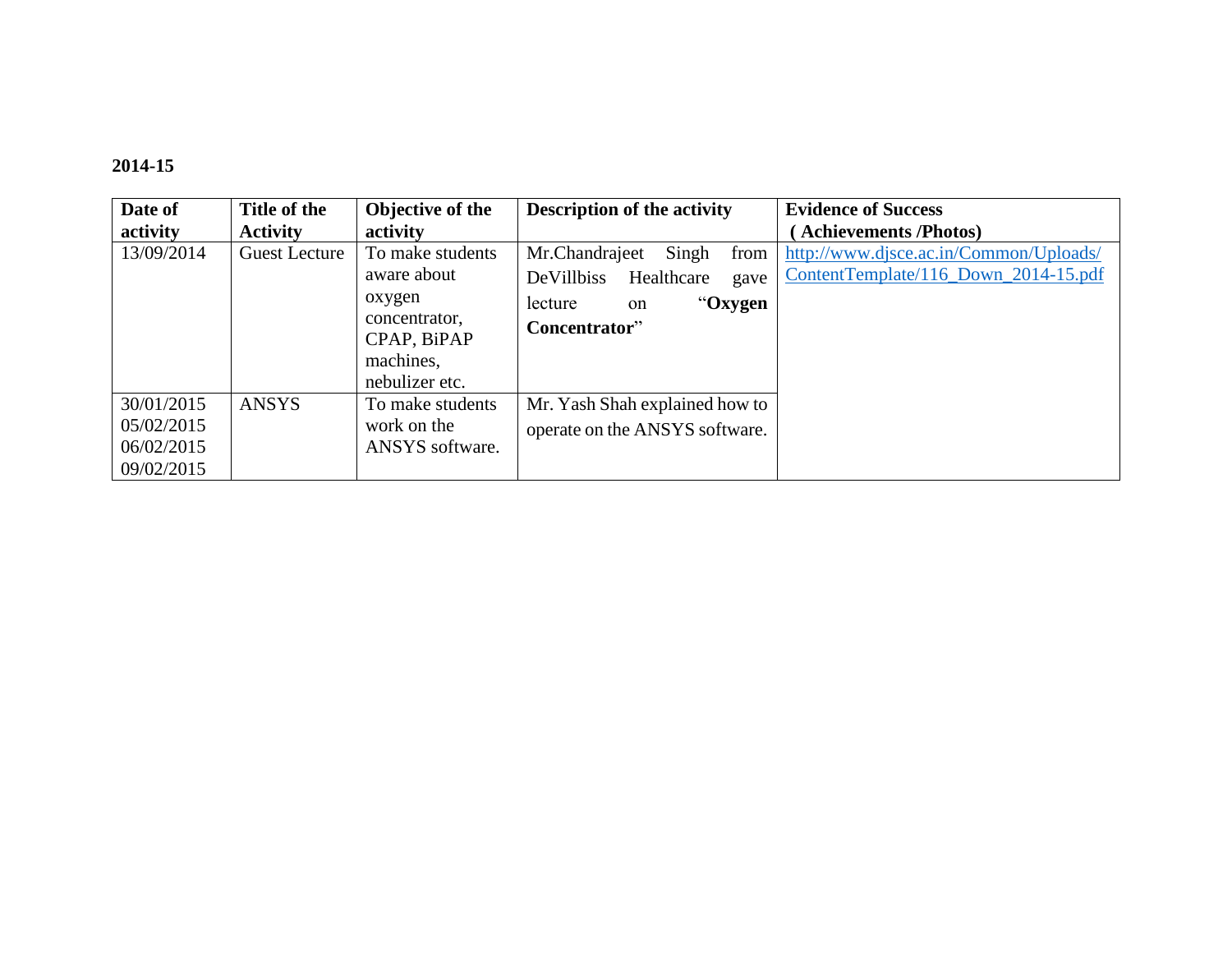**2014-15**

| Date of activity | Title of the Activity | Objective of the activity | Description of the activity | Evidence of Success ( Achievements /Photos) |
|---|---|---|---|---|
| 13/09/2014 | Guest Lecture | To make students aware about oxygen concentrator, CPAP, BiPAP machines, nebulizer etc. | Mr.Chandrajeet Singh from DeVillbiss Healthcare gave lecture on "**Oxygen Concentrator**" | http://www.djsce.ac.in/Common/Uploads/ContentTemplate/116_Down_2014-15.pdf |
| 30/01/2015<br>05/02/2015<br>06/02/2015<br>09/02/2015 | ANSYS | To make students work on the ANSYS software. | Mr. Yash Shah explained how to operate on the ANSYS software. | |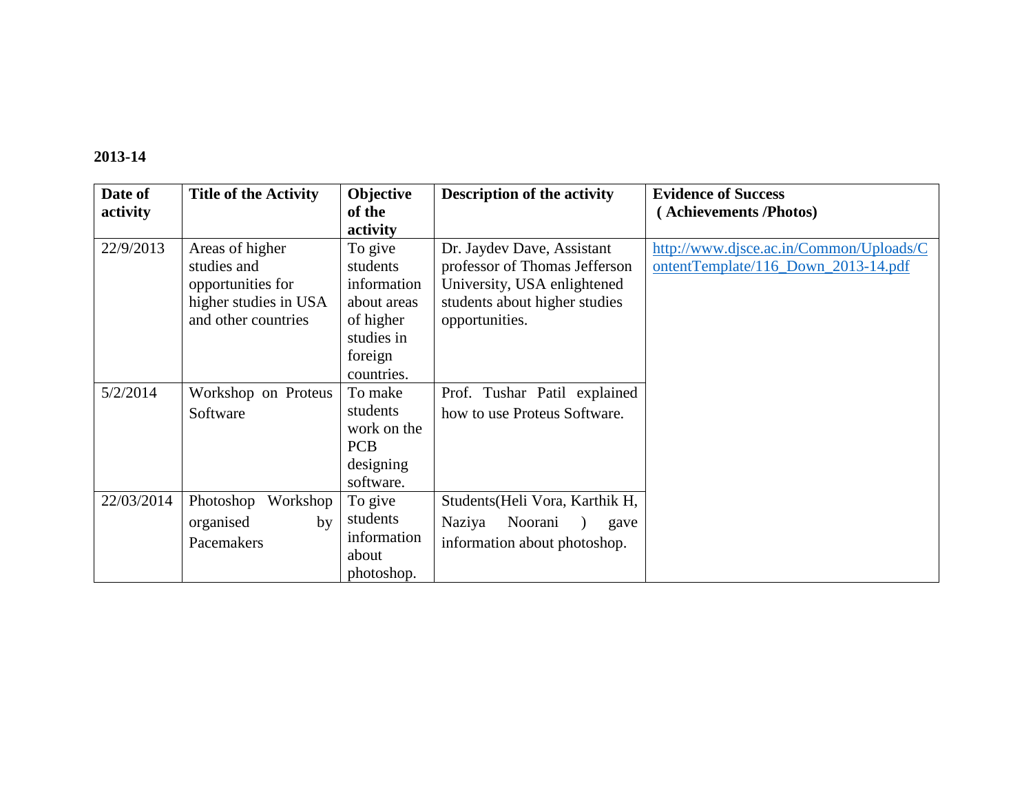**2013-14**

| Date of activity | Title of the Activity | Objective of the activity | Description of the activity | Evidence of Success ( Achievements /Photos) |
|---|---|---|---|---|
| 22/9/2013 | Areas of higher studies and opportunities for higher studies in USA and other countries | To give students information about areas of higher studies in foreign countries. | Dr. Jaydev Dave, Assistant professor of Thomas Jefferson University, USA enlightened students about higher studies opportunities. | http://www.djsce.ac.in/Common/Uploads/ContentTemplate/116_Down_2013-14.pdf |
| 5/2/2014 | Workshop on Proteus Software | To make students work on the PCB designing software. | Prof. Tushar Patil explained how to use Proteus Software. | |
| 22/03/2014 | Photoshop Workshop organised by Pacemakers | To give students information about photoshop. | Students(Heli Vora, Karthik H, Naziya Noorani ) gave information about photoshop. | |